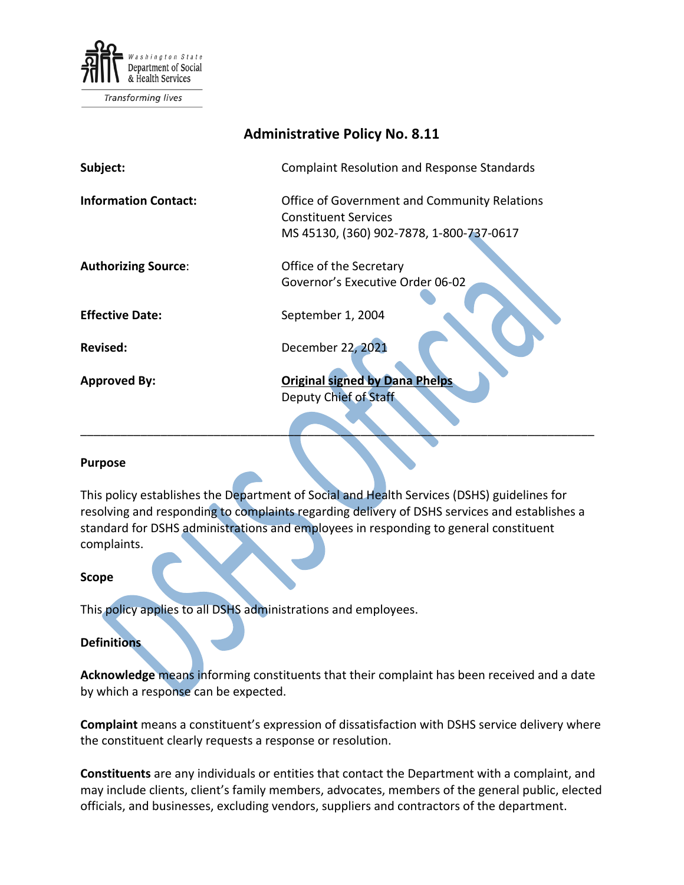Washington State Department of Social & Health Services

*Transforming lives*

# Administrative Policy No. 8.11

| | |
|---|---|
| **Subject:** | Complaint Resolution and Response Standards |
| **Information Contact:** | Office of Government and Community Relations<br>Constituent Services<br>MS 45130, (360) 902-7878, 1-800-737-0617 |
| **Authorizing Source:** | Office of the Secretary<br>Governor's Executive Order 06-02 |
| **Effective Date:** | September 1, 2004 |
| **Revised:** | December 22, 2021 |
| **Approved By:** | **Original signed by Dana Phelps**<br>Deputy Chief of Staff |

---

## Purpose

This policy establishes the Department of Social and Health Services (DSHS) guidelines for resolving and responding to complaints regarding delivery of DSHS services and establishes a standard for DSHS administrations and employees in responding to general constituent complaints.

## Scope

This policy applies to all DSHS administrations and employees.

## Definitions

**Acknowledge** means informing constituents that their complaint has been received and a date by which a response can be expected.

**Complaint** means a constituent's expression of dissatisfaction with DSHS service delivery where the constituent clearly requests a response or resolution.

**Constituents** are any individuals or entities that contact the Department with a complaint, and may include clients, client's family members, advocates, members of the general public, elected officials, and businesses, excluding vendors, suppliers and contractors of the department.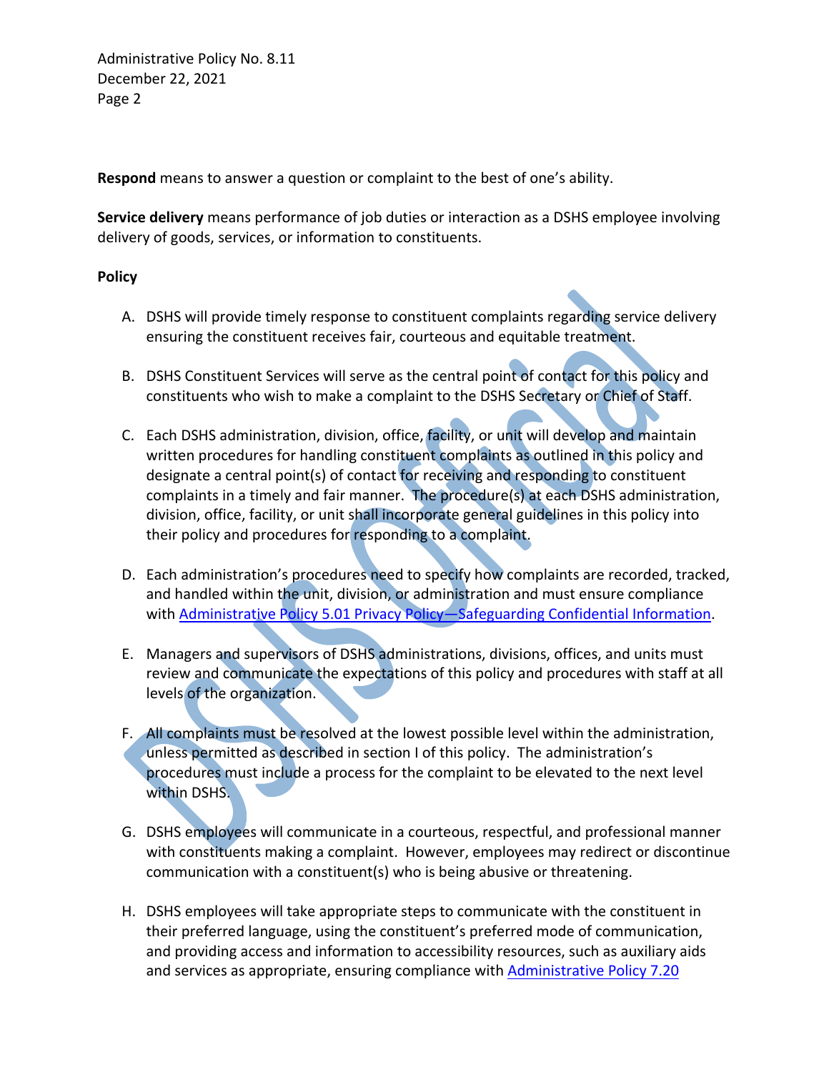**Respond** means to answer a question or complaint to the best of one's ability.

**Service delivery** means performance of job duties or interaction as a DSHS employee involving delivery of goods, services, or information to constituents.

**Policy**

A. DSHS will provide timely response to constituent complaints regarding service delivery ensuring the constituent receives fair, courteous and equitable treatment.

B. DSHS Constituent Services will serve as the central point of contact for this policy and constituents who wish to make a complaint to the DSHS Secretary or Chief of Staff.

C. Each DSHS administration, division, office, facility, or unit will develop and maintain written procedures for handling constituent complaints as outlined in this policy and designate a central point(s) of contact for receiving and responding to constituent complaints in a timely and fair manner. The procedure(s) at each DSHS administration, division, office, facility, or unit shall incorporate general guidelines in this policy into their policy and procedures for responding to a complaint.

D. Each administration's procedures need to specify how complaints are recorded, tracked, and handled within the unit, division, or administration and must ensure compliance with Administrative Policy 5.01 Privacy Policy—Safeguarding Confidential Information.

E. Managers and supervisors of DSHS administrations, divisions, offices, and units must review and communicate the expectations of this policy and procedures with staff at all levels of the organization.

F. All complaints must be resolved at the lowest possible level within the administration, unless permitted as described in section I of this policy. The administration's procedures must include a process for the complaint to be elevated to the next level within DSHS.

G. DSHS employees will communicate in a courteous, respectful, and professional manner with constituents making a complaint. However, employees may redirect or discontinue communication with a constituent(s) who is being abusive or threatening.

H. DSHS employees will take appropriate steps to communicate with the constituent in their preferred language, using the constituent's preferred mode of communication, and providing access and information to accessibility resources, such as auxiliary aids and services as appropriate, ensuring compliance with Administrative Policy 7.20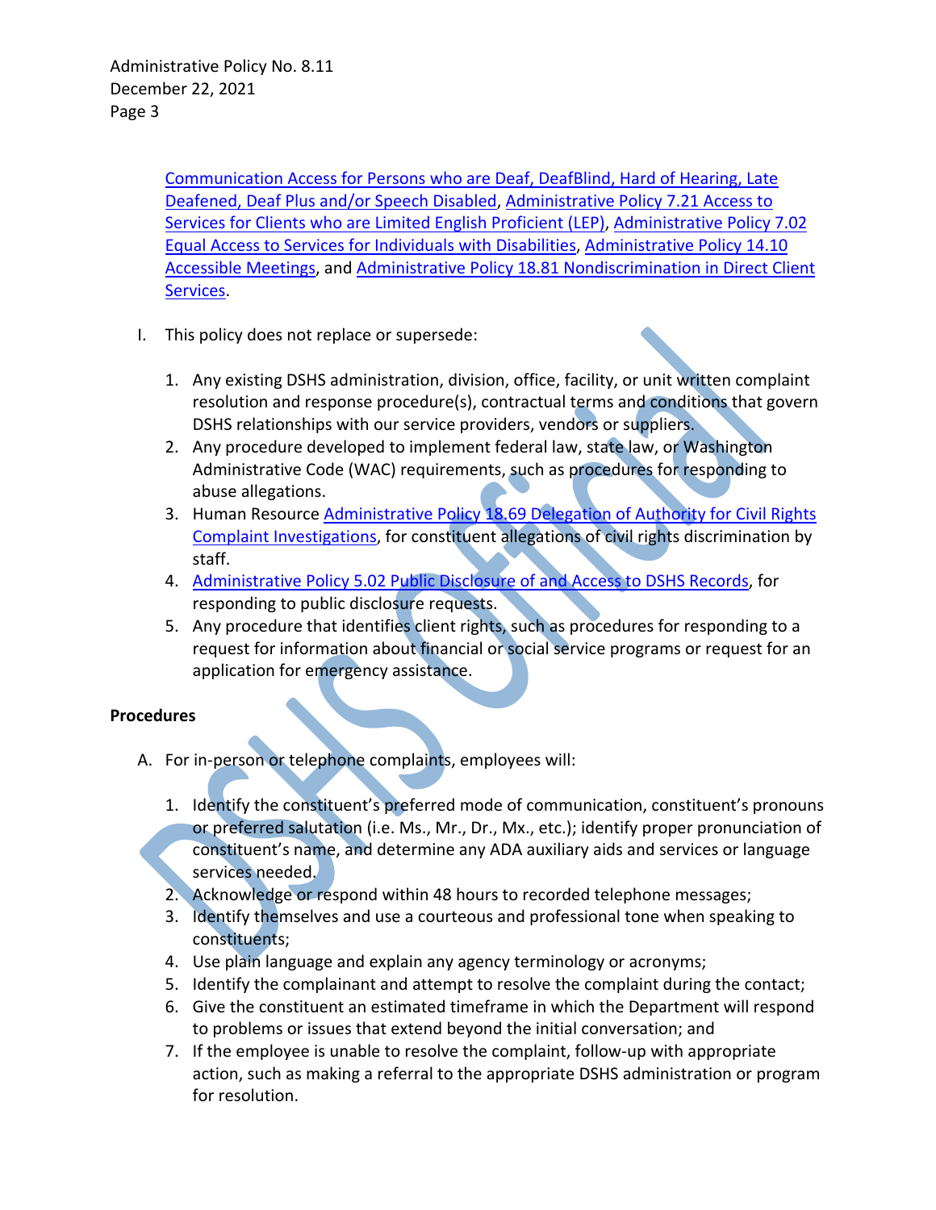[Communication Access for Persons who are Deaf, DeafBlind, Hard of Hearing, Late Deafened, Deaf Plus and/or Speech Disabled], [Administrative Policy 7.21 Access to Services for Clients who are Limited English Proficient (LEP)], [Administrative Policy 7.02 Equal Access to Services for Individuals with Disabilities], [Administrative Policy 14.10 Accessible Meetings], and [Administrative Policy 18.81 Nondiscrimination in Direct Client Services].

I. This policy does not replace or supersede:

   1. Any existing DSHS administration, division, office, facility, or unit written complaint resolution and response procedure(s), contractual terms and conditions that govern DSHS relationships with our service providers, vendors or suppliers.
   2. Any procedure developed to implement federal law, state law, or Washington Administrative Code (WAC) requirements, such as procedures for responding to abuse allegations.
   3. Human Resource [Administrative Policy 18.69 Delegation of Authority for Civil Rights Complaint Investigations], for constituent allegations of civil rights discrimination by staff.
   4. [Administrative Policy 5.02 Public Disclosure of and Access to DSHS Records], for responding to public disclosure requests.
   5. Any procedure that identifies client rights, such as procedures for responding to a request for information about financial or social service programs or request for an application for emergency assistance.

**Procedures**

A. For in-person or telephone complaints, employees will:

   1. Identify the constituent's preferred mode of communication, constituent's pronouns or preferred salutation (i.e. Ms., Mr., Dr., Mx., etc.); identify proper pronunciation of constituent's name, and determine any ADA auxiliary aids and services or language services needed.
   2. Acknowledge or respond within 48 hours to recorded telephone messages;
   3. Identify themselves and use a courteous and professional tone when speaking to constituents;
   4. Use plain language and explain any agency terminology or acronyms;
   5. Identify the complainant and attempt to resolve the complaint during the contact;
   6. Give the constituent an estimated timeframe in which the Department will respond to problems or issues that extend beyond the initial conversation; and
   7. If the employee is unable to resolve the complaint, follow-up with appropriate action, such as making a referral to the appropriate DSHS administration or program for resolution.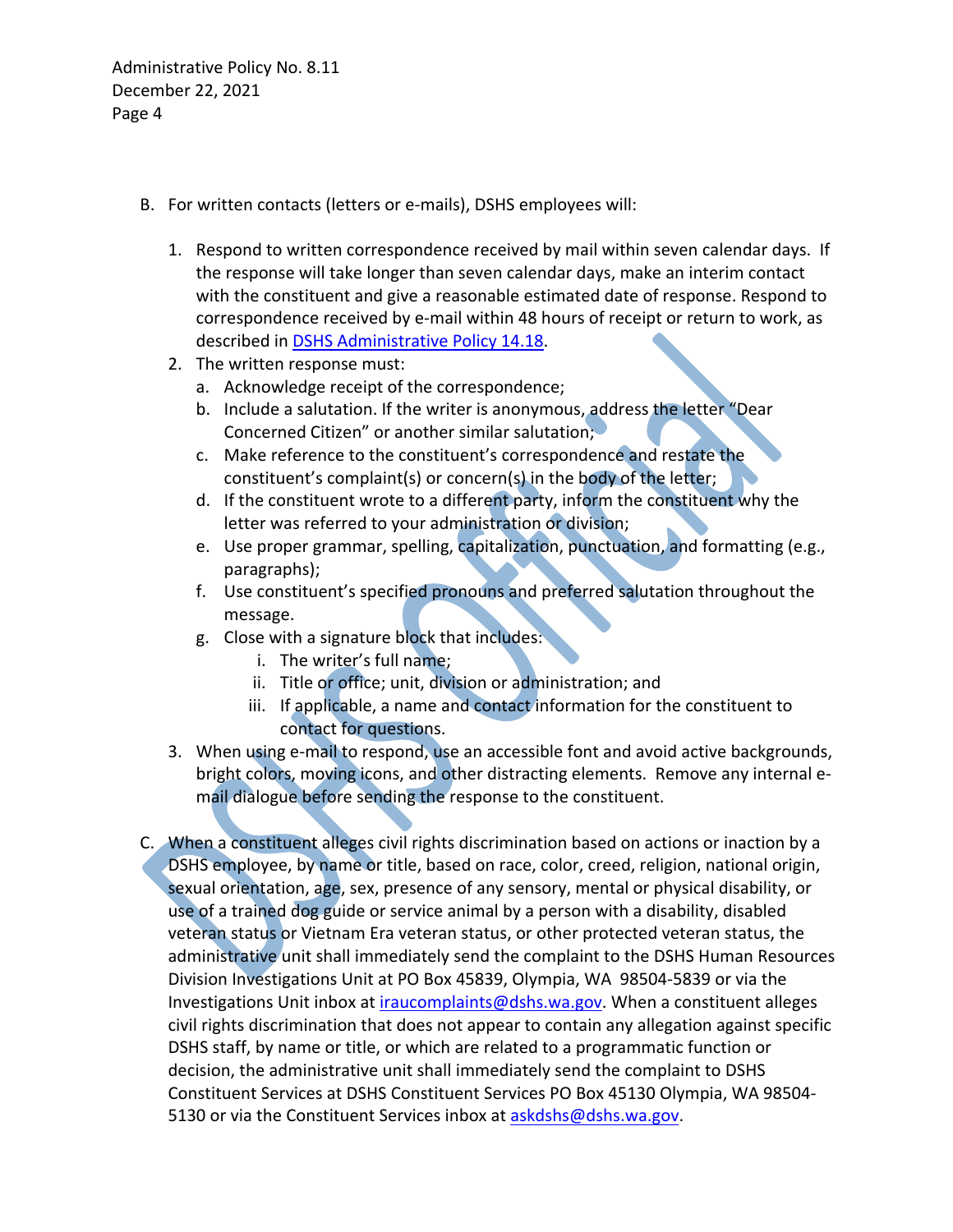B. For written contacts (letters or e-mails), DSHS employees will:

   1. Respond to written correspondence received by mail within seven calendar days. If the response will take longer than seven calendar days, make an interim contact with the constituent and give a reasonable estimated date of response. Respond to correspondence received by e-mail within 48 hours of receipt or return to work, as described in [DSHS Administrative Policy 14.18](#).
   2. The written response must:
      a. Acknowledge receipt of the correspondence;
      b. Include a salutation. If the writer is anonymous, address the letter "Dear Concerned Citizen" or another similar salutation;
      c. Make reference to the constituent's correspondence and restate the constituent's complaint(s) or concern(s) in the body of the letter;
      d. If the constituent wrote to a different party, inform the constituent why the letter was referred to your administration or division;
      e. Use proper grammar, spelling, capitalization, punctuation, and formatting (e.g., paragraphs);
      f. Use constituent's specified pronouns and preferred salutation throughout the message.
      g. Close with a signature block that includes:
         i. The writer's full name;
         ii. Title or office; unit, division or administration; and
         iii. If applicable, a name and contact information for the constituent to contact for questions.
   3. When using e-mail to respond, use an accessible font and avoid active backgrounds, bright colors, moving icons, and other distracting elements. Remove any internal e-mail dialogue before sending the response to the constituent.

C. When a constituent alleges civil rights discrimination based on actions or inaction by a DSHS employee, by name or title, based on race, color, creed, religion, national origin, sexual orientation, age, sex, presence of any sensory, mental or physical disability, or use of a trained dog guide or service animal by a person with a disability, disabled veteran status or Vietnam Era veteran status, or other protected veteran status, the administrative unit shall immediately send the complaint to the DSHS Human Resources Division Investigations Unit at PO Box 45839, Olympia, WA 98504-5839 or via the Investigations Unit inbox at [iraucomplaints@dshs.wa.gov](mailto:iraucomplaints@dshs.wa.gov). When a constituent alleges civil rights discrimination that does not appear to contain any allegation against specific DSHS staff, by name or title, or which are related to a programmatic function or decision, the administrative unit shall immediately send the complaint to DSHS Constituent Services at DSHS Constituent Services PO Box 45130 Olympia, WA 98504-5130 or via the Constituent Services inbox at [askdshs@dshs.wa.gov](mailto:askdshs@dshs.wa.gov).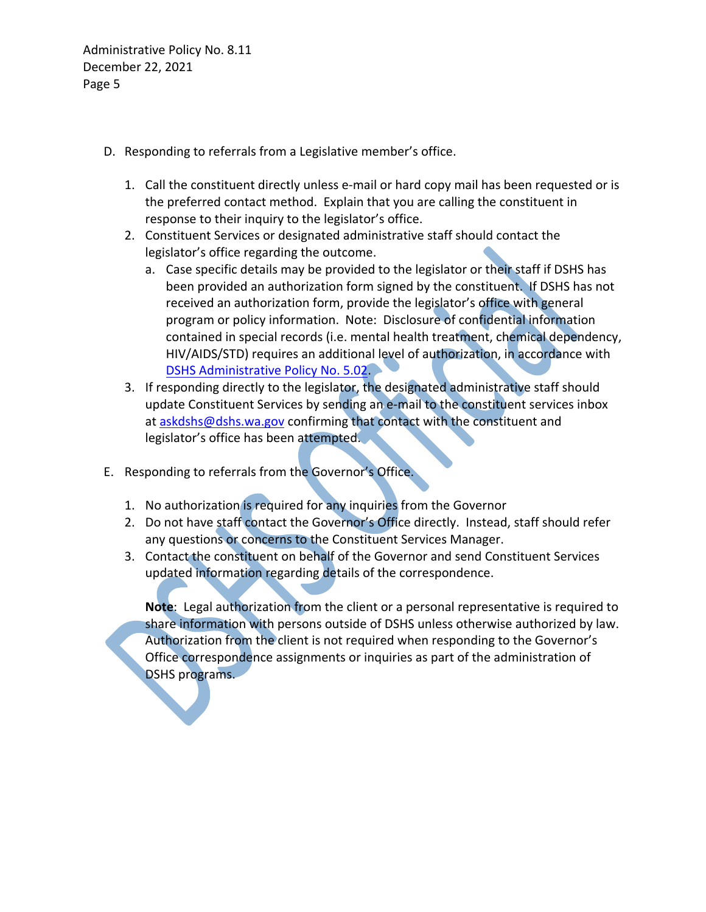D. Responding to referrals from a Legislative member's office.

1. Call the constituent directly unless e-mail or hard copy mail has been requested or is the preferred contact method. Explain that you are calling the constituent in response to their inquiry to the legislator's office.
2. Constituent Services or designated administrative staff should contact the legislator's office regarding the outcome.
   a. Case specific details may be provided to the legislator or their staff if DSHS has been provided an authorization form signed by the constituent. If DSHS has not received an authorization form, provide the legislator's office with general program or policy information. Note: Disclosure of confidential information contained in special records (i.e. mental health treatment, chemical dependency, HIV/AIDS/STD) requires an additional level of authorization, in accordance with [DSHS Administrative Policy No. 5.02](#).
3. If responding directly to the legislator, the designated administrative staff should update Constituent Services by sending an e-mail to the constituent services inbox at [askdshs@dshs.wa.gov](mailto:askdshs@dshs.wa.gov) confirming that contact with the constituent and legislator's office has been attempted.

E. Responding to referrals from the Governor's Office.

1. No authorization is required for any inquiries from the Governor
2. Do not have staff contact the Governor's Office directly. Instead, staff should refer any questions or concerns to the Constituent Services Manager.
3. Contact the constituent on behalf of the Governor and send Constituent Services updated information regarding details of the correspondence.

   **Note**: Legal authorization from the client or a personal representative is required to share information with persons outside of DSHS unless otherwise authorized by law. Authorization from the client is not required when responding to the Governor's Office correspondence assignments or inquiries as part of the administration of DSHS programs.